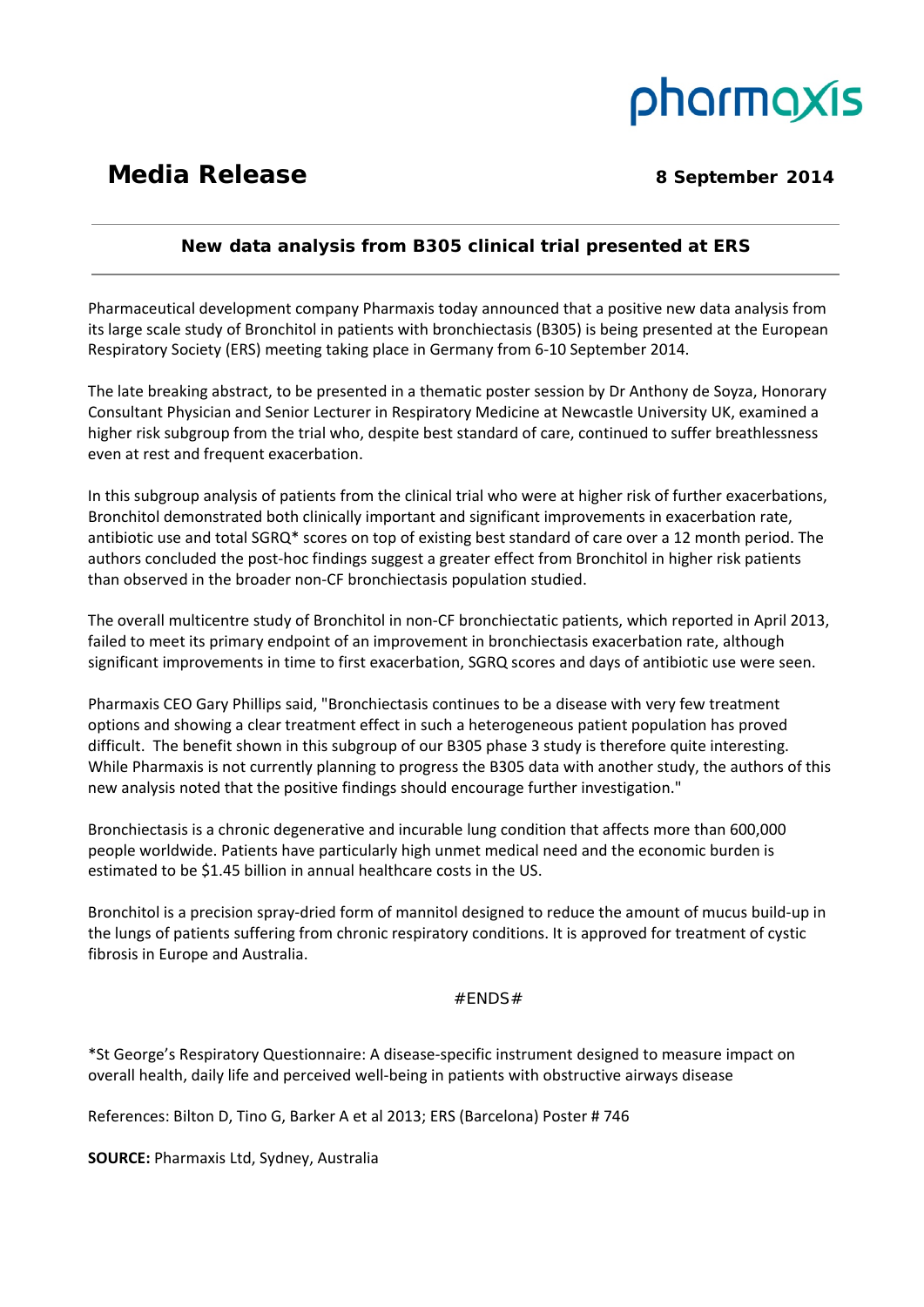pharmaxis

# Media Release

**8 September 2014**

## New data analysis from B305 clinical trial presented at ERS

Pharmaceutical development company Pharmaxis today announced that a positive new data analysis from its large scale study of Bronchitol in patients with bronchiectasis (B305) is being presented at the European Respiratory Society (ERS) meeting taking place in Germany from 6-10 September 2014.

The late breaking abstract, to be presented in a thematic poster session by Dr Anthony de Soyza, Honorary Consultant Physician and Senior Lecturer in Respiratory Medicine at Newcastle University UK, examined a higher risk subgroup from the trial who, despite best standard of care, continued to suffer breathlessness even at rest and frequent exacerbation.

In this subgroup analysis of patients from the clinical trial who were at higher risk of further exacerbations, Bronchitol demonstrated both clinically important and significant improvements in exacerbation rate, antibiotic use and total SGRQ* scores on top of existing best standard of care over a 12 month period. The authors concluded the post-hoc findings suggest a greater effect from Bronchitol in higher risk patients than observed in the broader non-CF bronchiectasis population studied.

The overall multicentre study of Bronchitol in non-CF bronchiectatic patients, which reported in April 2013, failed to meet its primary endpoint of an improvement in bronchiectasis exacerbation rate, although significant improvements in time to first exacerbation, SGRQ scores and days of antibiotic use were seen.

Pharmaxis CEO Gary Phillips said, "Bronchiectasis continues to be a disease with very few treatment options and showing a clear treatment effect in such a heterogeneous patient population has proved difficult. The benefit shown in this subgroup of our B305 phase 3 study is therefore quite interesting. While Pharmaxis is not currently planning to progress the B305 data with another study, the authors of this new analysis noted that the positive findings should encourage further investigation."

Bronchiectasis is a chronic degenerative and incurable lung condition that affects more than 600,000 people worldwide. Patients have particularly high unmet medical need and the economic burden is estimated to be $1.45 billion in annual healthcare costs in the US.

Bronchitol is a precision spray-dried form of mannitol designed to reduce the amount of mucus build-up in the lungs of patients suffering from chronic respiratory conditions. It is approved for treatment of cystic fibrosis in Europe and Australia.

#ENDS#

*St George's Respiratory Questionnaire: A disease-specific instrument designed to measure impact on overall health, daily life and perceived well-being in patients with obstructive airways disease

References: Bilton D, Tino G, Barker A et al 2013; ERS (Barcelona) Poster # 746

**SOURCE:** Pharmaxis Ltd, Sydney, Australia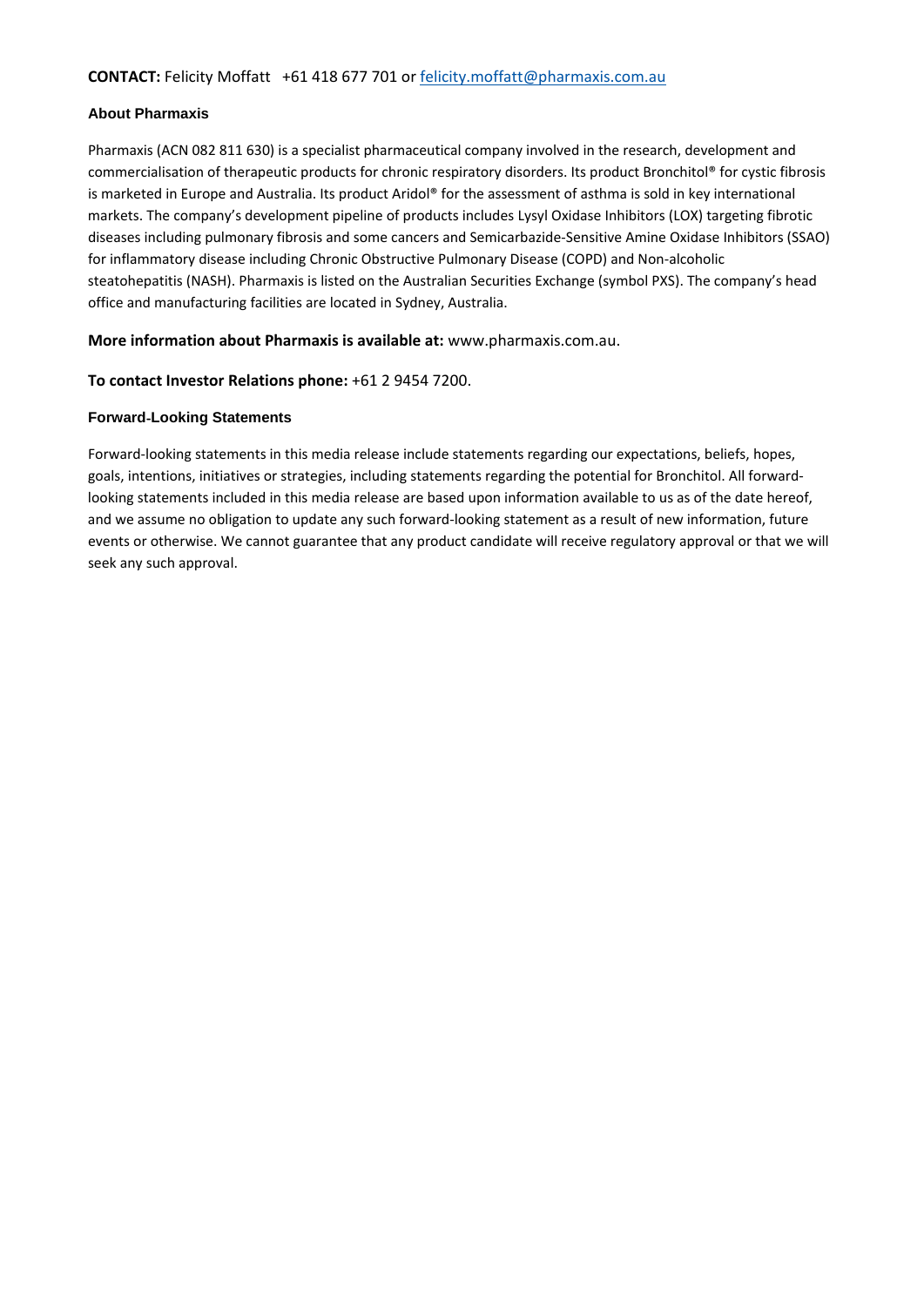**CONTACT:** Felicity Moffatt +61 418 677 701 or felicity.moffatt@pharmaxis.com.au

### About Pharmaxis

Pharmaxis (ACN 082 811 630) is a specialist pharmaceutical company involved in the research, development and commercialisation of therapeutic products for chronic respiratory disorders. Its product Bronchitol® for cystic fibrosis is marketed in Europe and Australia. Its product Aridol® for the assessment of asthma is sold in key international markets. The company's development pipeline of products includes Lysyl Oxidase Inhibitors (LOX) targeting fibrotic diseases including pulmonary fibrosis and some cancers and Semicarbazide-Sensitive Amine Oxidase Inhibitors (SSAO) for inflammatory disease including Chronic Obstructive Pulmonary Disease (COPD) and Non-alcoholic steatohepatitis (NASH). Pharmaxis is listed on the Australian Securities Exchange (symbol PXS). The company's head office and manufacturing facilities are located in Sydney, Australia.

**More information about Pharmaxis is available at:** www.pharmaxis.com.au.

**To contact Investor Relations phone:** +61 2 9454 7200.

### Forward-Looking Statements

Forward-looking statements in this media release include statements regarding our expectations, beliefs, hopes, goals, intentions, initiatives or strategies, including statements regarding the potential for Bronchitol. All forward-looking statements included in this media release are based upon information available to us as of the date hereof, and we assume no obligation to update any such forward-looking statement as a result of new information, future events or otherwise. We cannot guarantee that any product candidate will receive regulatory approval or that we will seek any such approval.